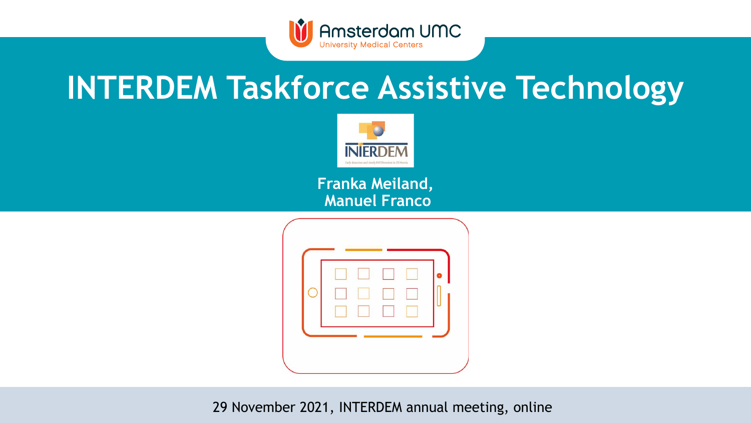Amsterdam UMC
University Medical Centers

# INTERDEM Taskforce Assistive Technology

**Franka Meiland,**
**Manuel Franco**

29 November 2021, INTERDEM annual meeting, online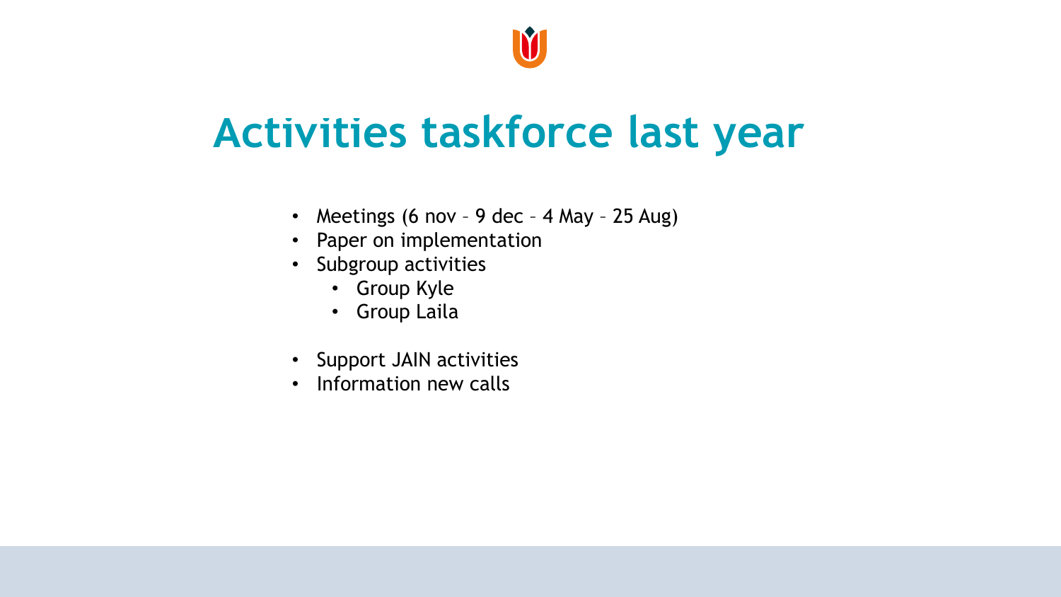# Activities taskforce last year

- Meetings (6 nov – 9 dec – 4 May – 25 Aug)
- Paper on implementation
- Subgroup activities
  - Group Kyle
  - Group Laila
- Support JAIN activities
- Information new calls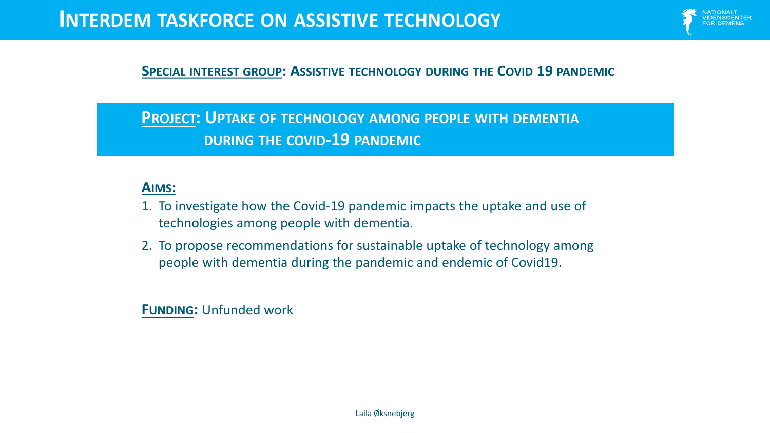# Interdem taskforce on assistive technology

**Special interest group: Assistive technology during the Covid 19 pandemic**

## Project: Uptake of technology among people with dementia during the covid-19 pandemic

**Aims:**

1. To investigate how the Covid-19 pandemic impacts the uptake and use of technologies among people with dementia.
2. To propose recommendations for sustainable uptake of technology among people with dementia during the pandemic and endemic of Covid19.

**Funding:** Unfunded work

Laila Øksnebjerg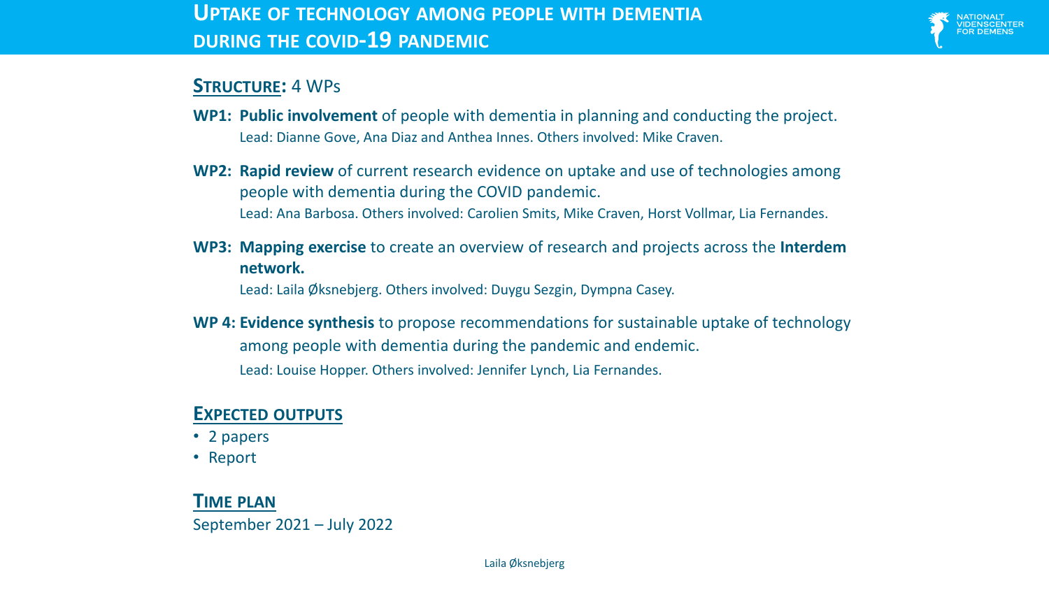# Uptake of technology among people with dementia during the COVID-19 pandemic

## Structure: 4 WPs

**WP1: Public involvement** of people with dementia in planning and conducting the project.
Lead: Dianne Gove, Ana Diaz and Anthea Innes. Others involved: Mike Craven.

**WP2: Rapid review** of current research evidence on uptake and use of technologies among people with dementia during the COVID pandemic.
Lead: Ana Barbosa. Others involved: Carolien Smits, Mike Craven, Horst Vollmar, Lia Fernandes.

**WP3: Mapping exercise** to create an overview of research and projects across the **Interdem network.**
Lead: Laila Øksnebjerg. Others involved: Duygu Sezgin, Dympna Casey.

**WP 4: Evidence synthesis** to propose recommendations for sustainable uptake of technology among people with dementia during the pandemic and endemic.
Lead: Louise Hopper. Others involved: Jennifer Lynch, Lia Fernandes.

## Expected outputs

- 2 papers
- Report

## Time plan

September 2021 – July 2022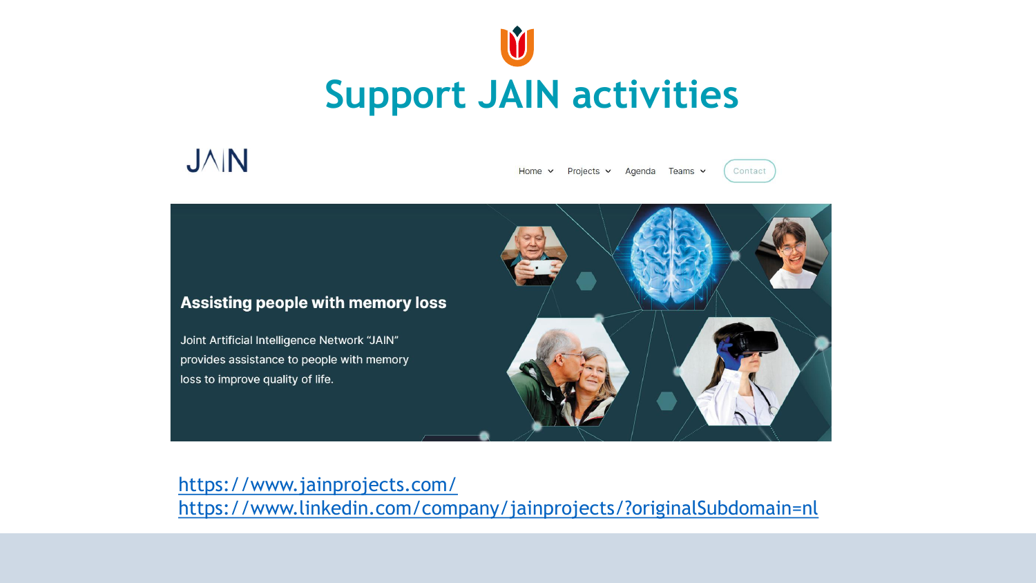# Support JAIN activities

JAIN

Home Projects Agenda Teams Contact

**Assisting people with memory loss**

Joint Artificial Intelligence Network "JAIN" provides assistance to people with memory loss to improve quality of life.

https://www.jainprojects.com/
https://www.linkedin.com/company/jainprojects/?originalSubdomain=nl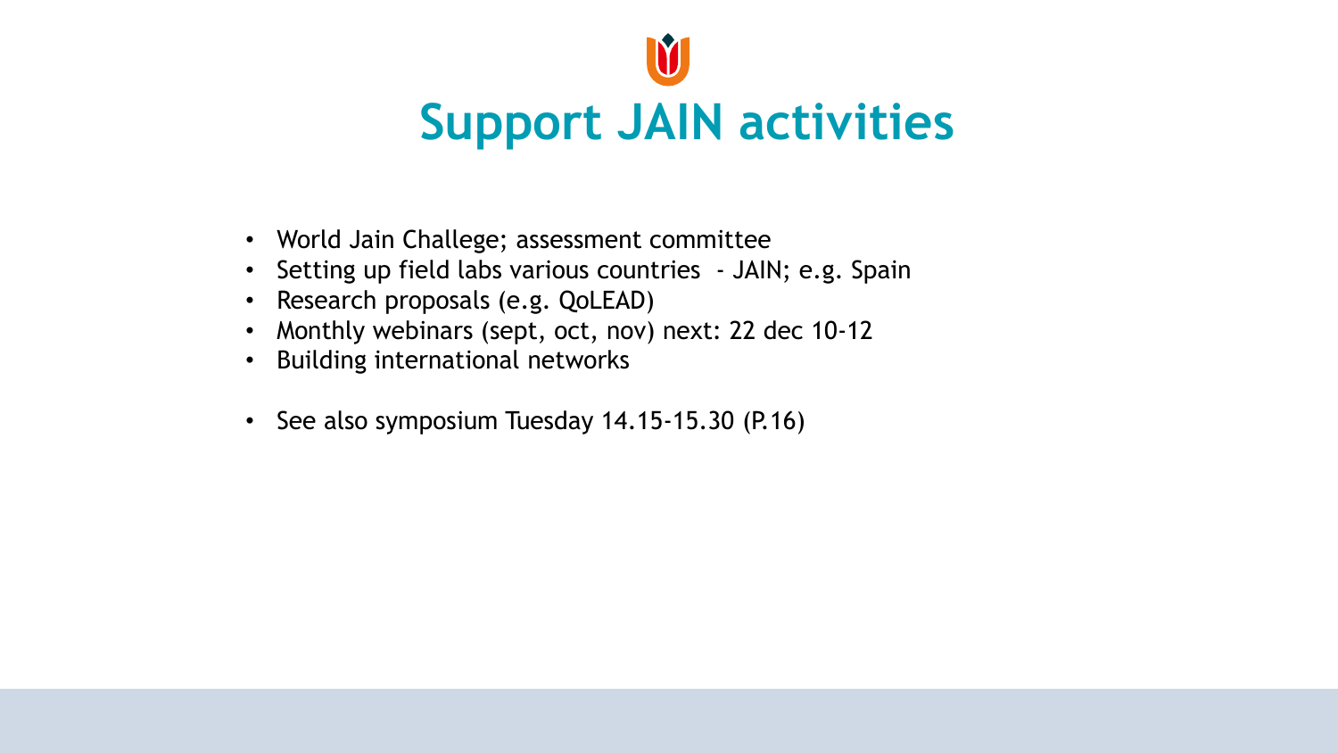# Support JAIN activities

- World Jain Challege; assessment committee
- Setting up field labs various countries - JAIN; e.g. Spain
- Research proposals (e.g. QoLEAD)
- Monthly webinars (sept, oct, nov) next: 22 dec 10-12
- Building international networks

- See also symposium Tuesday 14.15-15.30 (P.16)